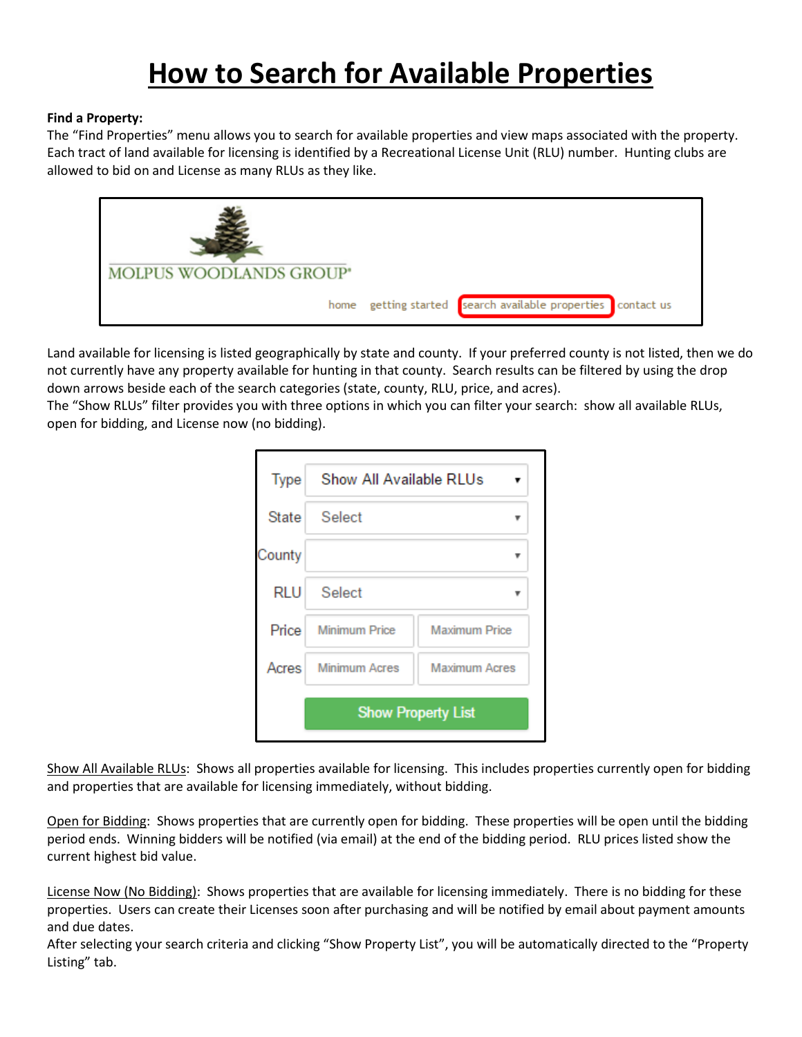# How to Search for Available Properties

**Find a Property:**
The "Find Properties" menu allows you to search for available properties and view maps associated with the property. Each tract of land available for licensing is identified by a Recreational License Unit (RLU) number. Hunting clubs are allowed to bid on and License as many RLUs as they like.

Land available for licensing is listed geographically by state and county. If your preferred county is not listed, then we do not currently have any property available for hunting in that county. Search results can be filtered by using the drop down arrows beside each of the search categories (state, county, RLU, price, and acres).
The "Show RLUs" filter provides you with three options in which you can filter your search: show all available RLUs, open for bidding, and License now (no bidding).

Show All Available RLUs: Shows all properties available for licensing. This includes properties currently open for bidding and properties that are available for licensing immediately, without bidding.

Open for Bidding: Shows properties that are currently open for bidding. These properties will be open until the bidding period ends. Winning bidders will be notified (via email) at the end of the bidding period. RLU prices listed show the current highest bid value.

License Now (No Bidding): Shows properties that are available for licensing immediately. There is no bidding for these properties. Users can create their Licenses soon after purchasing and will be notified by email about payment amounts and due dates.
After selecting your search criteria and clicking "Show Property List", you will be automatically directed to the "Property Listing" tab.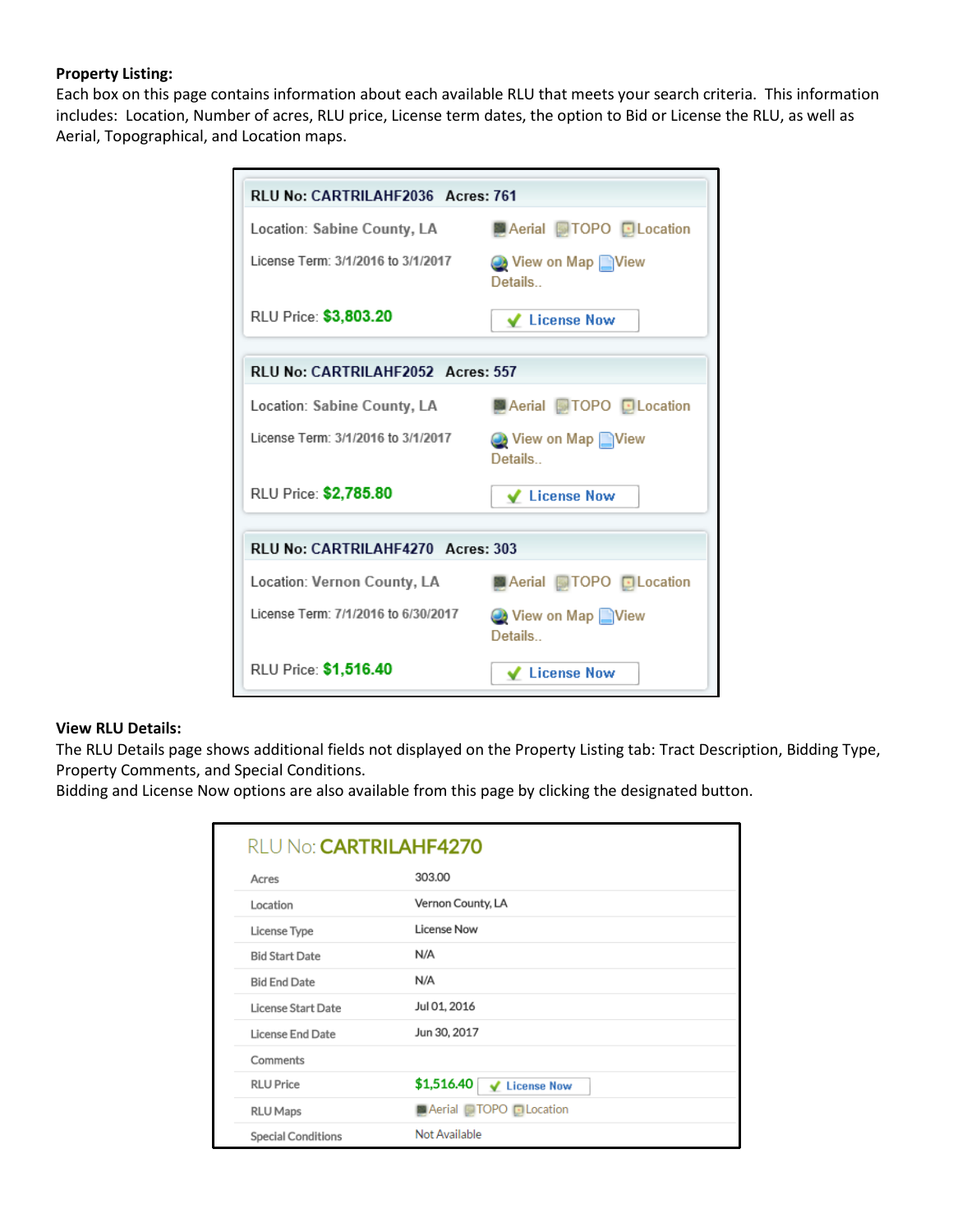**Property Listing:**
Each box on this page contains information about each available RLU that meets your search criteria. This information includes: Location, Number of acres, RLU price, License term dates, the option to Bid or License the RLU, as well as Aerial, Topographical, and Location maps.

**RLU No: CARTRILAHF2036 Acres: 761**

Location: Sabine County, LA — Aerial TOPO Location

License Term: 3/1/2016 to 3/1/2017 — View on Map View Details..

RLU Price: $3,803.20 — License Now

**RLU No: CARTRILAHF2052 Acres: 557**

Location: Sabine County, LA — Aerial TOPO Location

License Term: 3/1/2016 to 3/1/2017 — View on Map View Details..

RLU Price: $2,785.80 — License Now

**RLU No: CARTRILAHF4270 Acres: 303**

Location: Vernon County, LA — Aerial TOPO Location

License Term: 7/1/2016 to 6/30/2017 — View on Map View Details..

RLU Price: $1,516.40 — License Now

**View RLU Details:**
The RLU Details page shows additional fields not displayed on the Property Listing tab: Tract Description, Bidding Type, Property Comments, and Special Conditions.
Bidding and License Now options are also available from this page by clicking the designated button.

RLU No: **CARTRILAHF4270**

| Field | Value |
|---|---|
| Acres | 303.00 |
| Location | Vernon County, LA |
| License Type | License Now |
| Bid Start Date | N/A |
| Bid End Date | N/A |
| License Start Date | Jul 01, 2016 |
| License End Date | Jun 30, 2017 |
| Comments | |
| RLU Price | $1,516.40 License Now |
| RLU Maps | Aerial TOPO Location |
| Special Conditions | Not Available |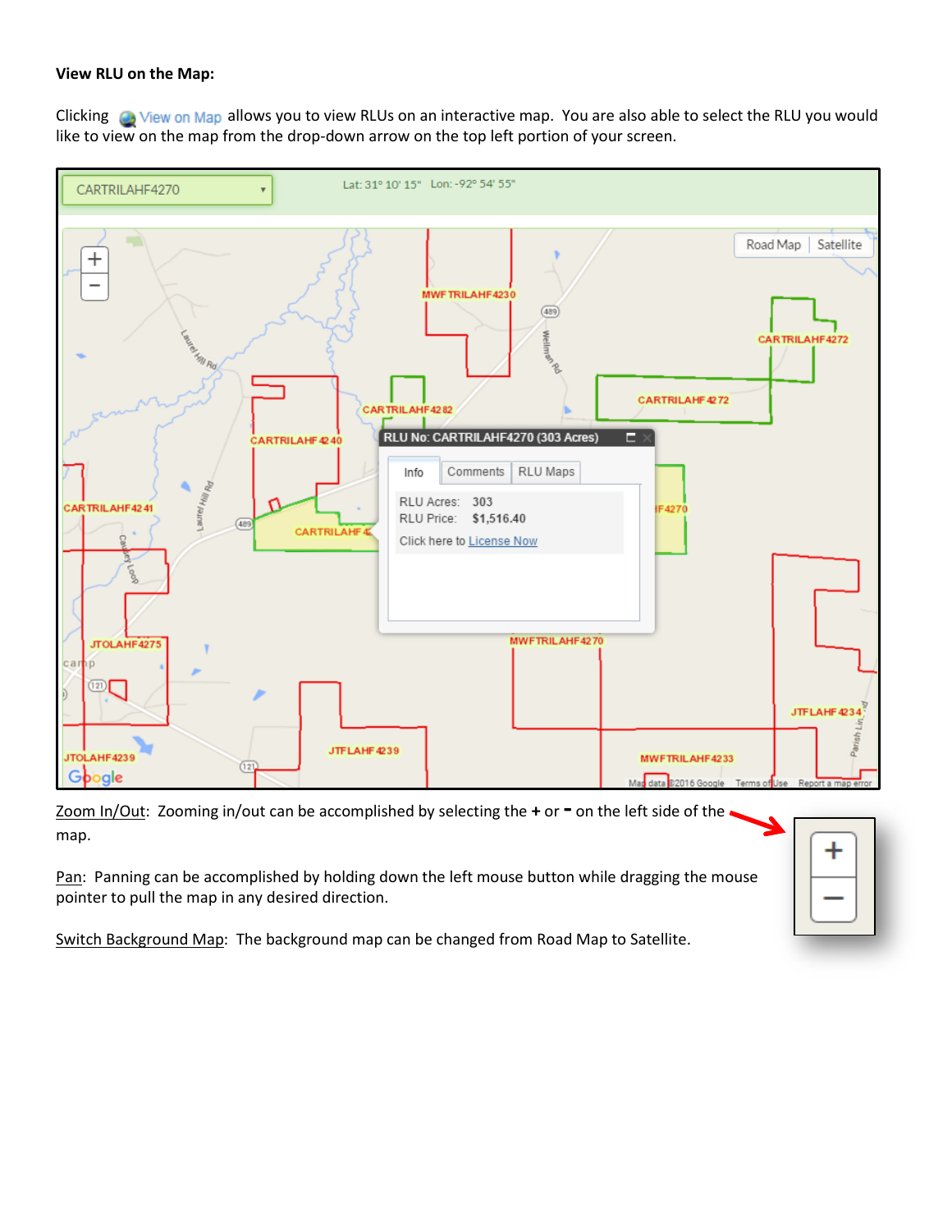**View RLU on the Map:**

Clicking View on Map allows you to view RLUs on an interactive map. You are also able to select the RLU you would like to view on the map from the drop-down arrow on the top left portion of your screen.

Zoom In/Out: Zooming in/out can be accomplished by selecting the **+** or **-** on the left side of the map.

Pan: Panning can be accomplished by holding down the left mouse button while dragging the mouse pointer to pull the map in any desired direction.

Switch Background Map: The background map can be changed from Road Map to Satellite.